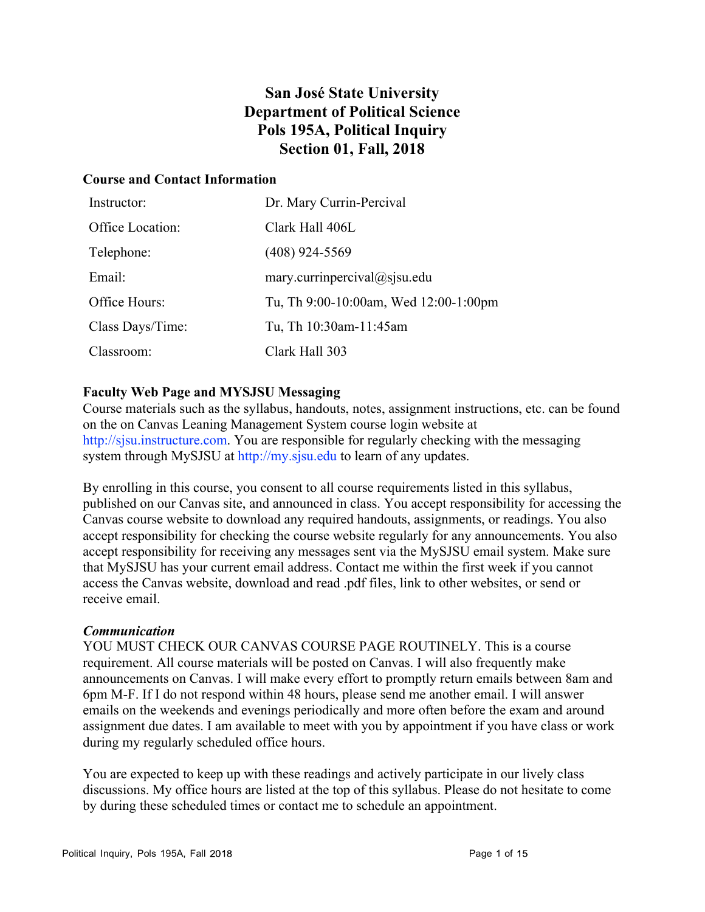# San José State University
# Department of Political Science
# Pols 195A, Political Inquiry
# Section 01, Fall, 2018

## Course and Contact Information

| | |
|---|---|
| Instructor: | Dr. Mary Currin-Percival |
| Office Location: | Clark Hall 406L |
| Telephone: | (408) 924-5569 |
| Email: | mary.currinpercival@sjsu.edu |
| Office Hours: | Tu, Th 9:00-10:00am, Wed 12:00-1:00pm |
| Class Days/Time: | Tu, Th 10:30am-11:45am |
| Classroom: | Clark Hall 303 |

## Faculty Web Page and MYSJSU Messaging

Course materials such as the syllabus, handouts, notes, assignment instructions, etc. can be found on the on Canvas Leaning Management System course login website at http://sjsu.instructure.com. You are responsible for regularly checking with the messaging system through MySJSU at http://my.sjsu.edu to learn of any updates.

By enrolling in this course, you consent to all course requirements listed in this syllabus, published on our Canvas site, and announced in class. You accept responsibility for accessing the Canvas course website to download any required handouts, assignments, or readings. You also accept responsibility for checking the course website regularly for any announcements. You also accept responsibility for receiving any messages sent via the MySJSU email system. Make sure that MySJSU has your current email address. Contact me within the first week if you cannot access the Canvas website, download and read .pdf files, link to other websites, or send or receive email.

### *Communication*

YOU MUST CHECK OUR CANVAS COURSE PAGE ROUTINELY. This is a course requirement. All course materials will be posted on Canvas. I will also frequently make announcements on Canvas. I will make every effort to promptly return emails between 8am and 6pm M-F. If I do not respond within 48 hours, please send me another email. I will answer emails on the weekends and evenings periodically and more often before the exam and around assignment due dates. I am available to meet with you by appointment if you have class or work during my regularly scheduled office hours.

You are expected to keep up with these readings and actively participate in our lively class discussions. My office hours are listed at the top of this syllabus. Please do not hesitate to come by during these scheduled times or contact me to schedule an appointment.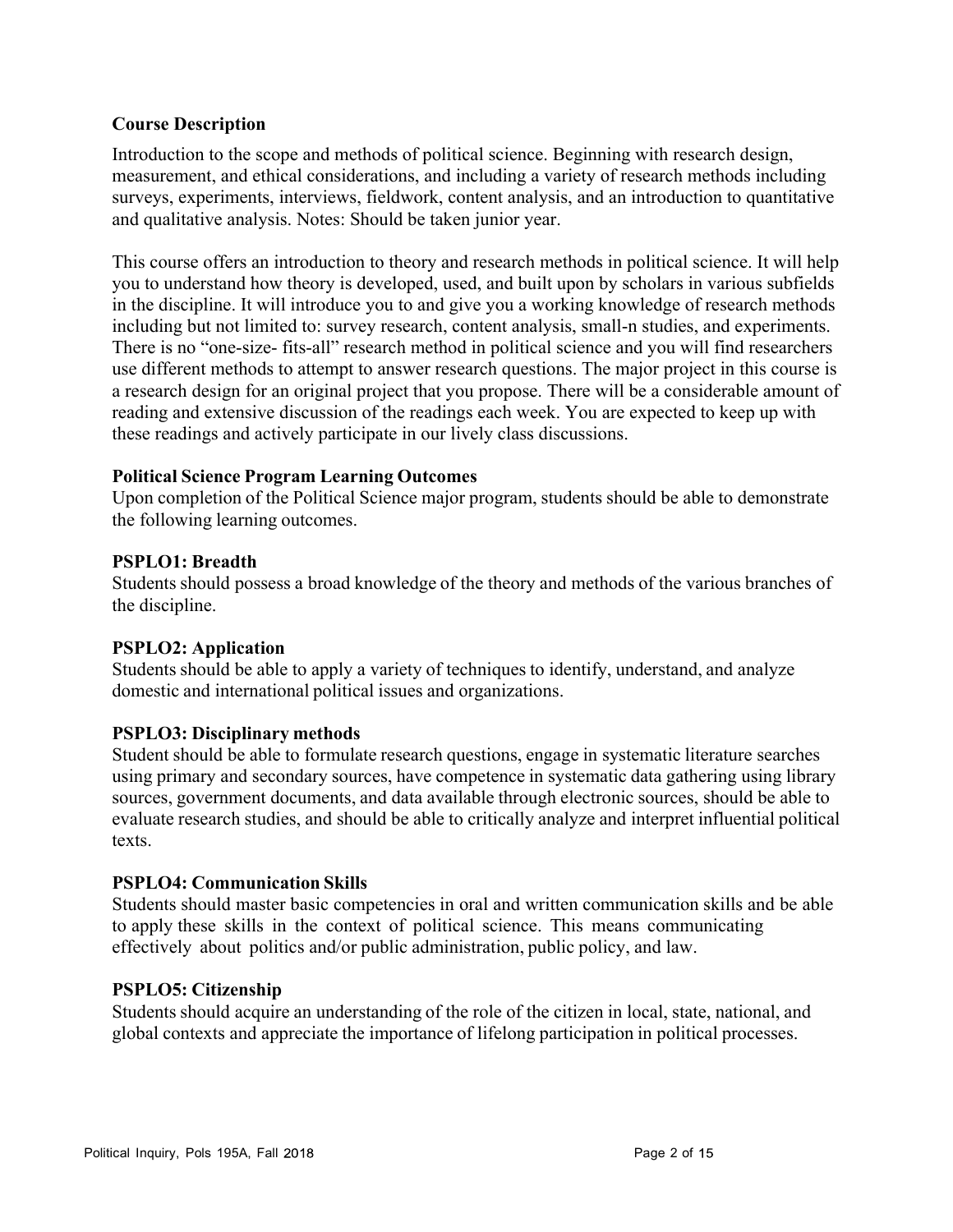### Course Description

Introduction to the scope and methods of political science. Beginning with research design, measurement, and ethical considerations, and including a variety of research methods including surveys, experiments, interviews, fieldwork, content analysis, and an introduction to quantitative and qualitative analysis. Notes: Should be taken junior year.

This course offers an introduction to theory and research methods in political science. It will help you to understand how theory is developed, used, and built upon by scholars in various subfields in the discipline. It will introduce you to and give you a working knowledge of research methods including but not limited to: survey research, content analysis, small-n studies, and experiments. There is no "one-size- fits-all" research method in political science and you will find researchers use different methods to attempt to answer research questions. The major project in this course is a research design for an original project that you propose. There will be a considerable amount of reading and extensive discussion of the readings each week. You are expected to keep up with these readings and actively participate in our lively class discussions.

### Political Science Program Learning Outcomes

Upon completion of the Political Science major program, students should be able to demonstrate the following learning outcomes.

**PSPLO1: Breadth**
Students should possess a broad knowledge of the theory and methods of the various branches of the discipline.

**PSPLO2: Application**
Students should be able to apply a variety of techniques to identify, understand, and analyze domestic and international political issues and organizations.

**PSPLO3: Disciplinary methods**
Student should be able to formulate research questions, engage in systematic literature searches using primary and secondary sources, have competence in systematic data gathering using library sources, government documents, and data available through electronic sources, should be able to evaluate research studies, and should be able to critically analyze and interpret influential political texts.

**PSPLO4: Communication Skills**
Students should master basic competencies in oral and written communication skills and be able to apply these skills in the context of political science. This means communicating effectively about politics and/or public administration, public policy, and law.

**PSPLO5: Citizenship**
Students should acquire an understanding of the role of the citizen in local, state, national, and global contexts and appreciate the importance of lifelong participation in political processes.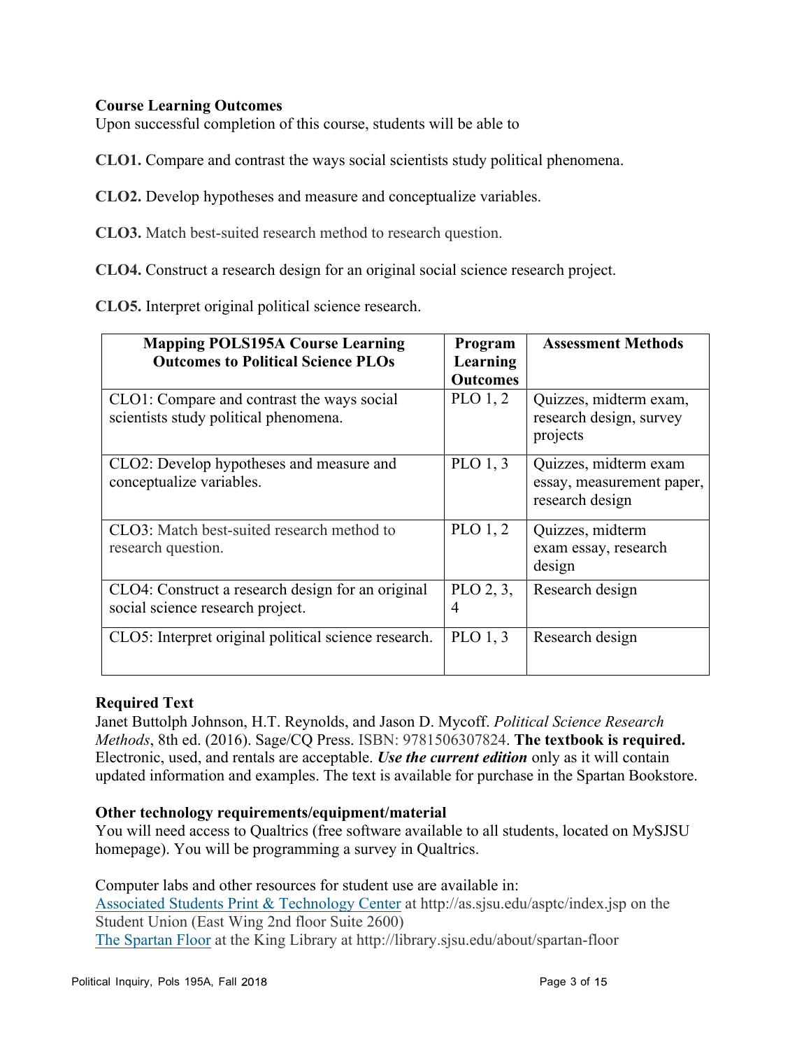**Course Learning Outcomes**

Upon successful completion of this course, students will be able to

**CLO1.** Compare and contrast the ways social scientists study political phenomena.

**CLO2.** Develop hypotheses and measure and conceptualize variables.

**CLO3.** Match best-suited research method to research question.

**CLO4.** Construct a research design for an original social science research project.

**CLO5.** Interpret original political science research.

| **Mapping POLS195A Course Learning Outcomes to Political Science PLOs** | **Program Learning Outcomes** | **Assessment Methods** |
| --- | --- | --- |
| CLO1: Compare and contrast the ways social scientists study political phenomena. | PLO 1, 2 | Quizzes, midterm exam, research design, survey projects |
| CLO2: Develop hypotheses and measure and conceptualize variables. | PLO 1, 3 | Quizzes, midterm exam essay, measurement paper, research design |
| CLO3: Match best-suited research method to research question. | PLO 1, 2 | Quizzes, midterm exam essay, research design |
| CLO4: Construct a research design for an original social science research project. | PLO 2, 3, 4 | Research design |
| CLO5: Interpret original political science research. | PLO 1, 3 | Research design |

**Required Text**

Janet Buttolph Johnson, H.T. Reynolds, and Jason D. Mycoff. *Political Science Research Methods*, 8th ed. (2016). Sage/CQ Press. ISBN: 9781506307824. **The textbook is required.** Electronic, used, and rentals are acceptable. ***Use the current edition*** only as it will contain updated information and examples. The text is available for purchase in the Spartan Bookstore.

**Other technology requirements/equipment/material**

You will need access to Qualtrics (free software available to all students, located on MySJSU homepage). You will be programming a survey in Qualtrics.

Computer labs and other resources for student use are available in:
Associated Students Print & Technology Center at http://as.sjsu.edu/asptc/index.jsp on the Student Union (East Wing 2nd floor Suite 2600)
The Spartan Floor at the King Library at http://library.sjsu.edu/about/spartan-floor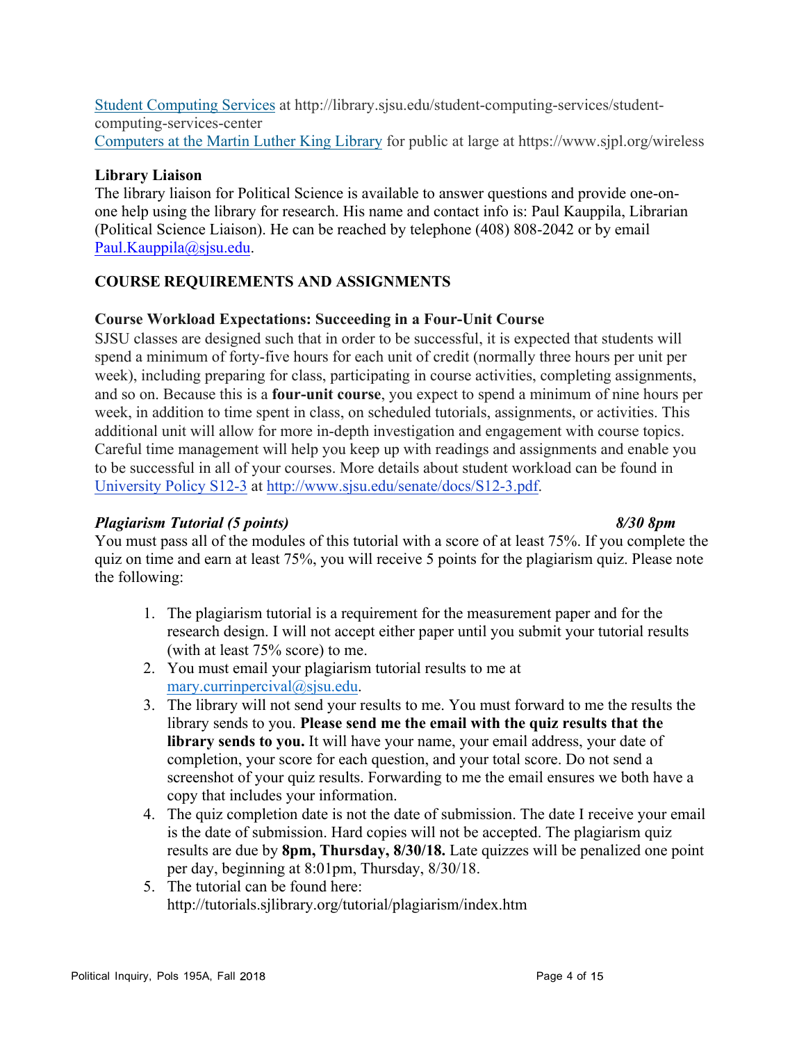[Student Computing Services](http://library.sjsu.edu/student-computing-services/student-computing-services-center) at http://library.sjsu.edu/student-computing-services/student-computing-services-center
[Computers at the Martin Luther King Library](https://www.sjpl.org/wireless) for public at large at https://www.sjpl.org/wireless

**Library Liaison**
The library liaison for Political Science is available to answer questions and provide one-on-one help using the library for research. His name and contact info is: Paul Kauppila, Librarian (Political Science Liaison). He can be reached by telephone (408) 808-2042 or by email [Paul.Kauppila@sjsu.edu](mailto:Paul.Kauppila@sjsu.edu).

## COURSE REQUIREMENTS AND ASSIGNMENTS

**Course Workload Expectations: Succeeding in a Four-Unit Course**
SJSU classes are designed such that in order to be successful, it is expected that students will spend a minimum of forty-five hours for each unit of credit (normally three hours per unit per week), including preparing for class, participating in course activities, completing assignments, and so on. Because this is a **four-unit course**, you expect to spend a minimum of nine hours per week, in addition to time spent in class, on scheduled tutorials, assignments, or activities. This additional unit will allow for more in-depth investigation and engagement with course topics. Careful time management will help you keep up with readings and assignments and enable you to be successful in all of your courses. More details about student workload can be found in [University Policy S12-3](http://www.sjsu.edu/senate/docs/S12-3.pdf) at http://www.sjsu.edu/senate/docs/S12-3.pdf.

***Plagiarism Tutorial (5 points)*** ***8/30 8pm***
You must pass all of the modules of this tutorial with a score of at least 75%. If you complete the quiz on time and earn at least 75%, you will receive 5 points for the plagiarism quiz. Please note the following:

1. The plagiarism tutorial is a requirement for the measurement paper and for the research design. I will not accept either paper until you submit your tutorial results (with at least 75% score) to me.
2. You must email your plagiarism tutorial results to me at [mary.currinpercival@sjsu.edu](mailto:mary.currinpercival@sjsu.edu).
3. The library will not send your results to me. You must forward to me the results the library sends to you. **Please send me the email with the quiz results that the library sends to you.** It will have your name, your email address, your date of completion, your score for each question, and your total score. Do not send a screenshot of your quiz results. Forwarding to me the email ensures we both have a copy that includes your information.
4. The quiz completion date is not the date of submission. The date I receive your email is the date of submission. Hard copies will not be accepted. The plagiarism quiz results are due by **8pm, Thursday, 8/30/18.** Late quizzes will be penalized one point per day, beginning at 8:01pm, Thursday, 8/30/18.
5. The tutorial can be found here: http://tutorials.sjlibrary.org/tutorial/plagiarism/index.htm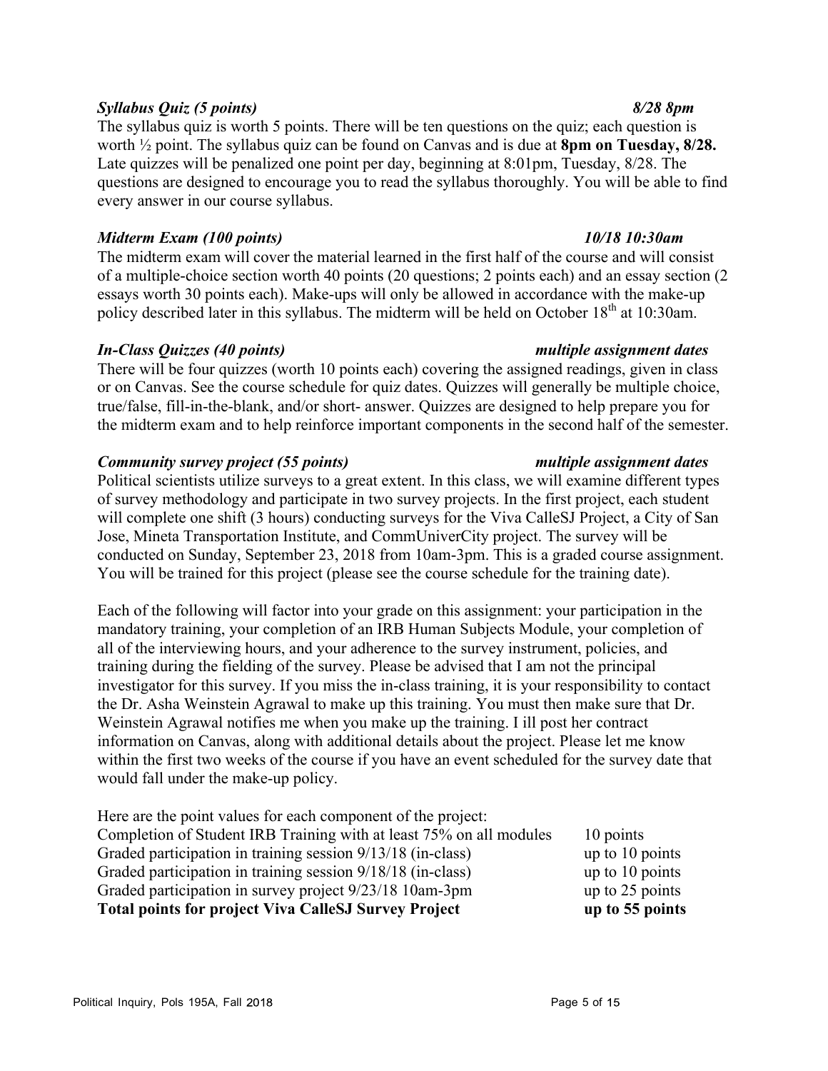***Syllabus Quiz (5 points)*** ***8/28 8pm***

The syllabus quiz is worth 5 points. There will be ten questions on the quiz; each question is worth ½ point. The syllabus quiz can be found on Canvas and is due at **8pm on Tuesday, 8/28.** Late quizzes will be penalized one point per day, beginning at 8:01pm, Tuesday, 8/28. The questions are designed to encourage you to read the syllabus thoroughly. You will be able to find every answer in our course syllabus.

***Midterm Exam (100 points)*** ***10/18 10:30am***

The midterm exam will cover the material learned in the first half of the course and will consist of a multiple-choice section worth 40 points (20 questions; 2 points each) and an essay section (2 essays worth 30 points each). Make-ups will only be allowed in accordance with the make-up policy described later in this syllabus. The midterm will be held on October 18th at 10:30am.

***In-Class Quizzes (40 points)*** ***multiple assignment dates***

There will be four quizzes (worth 10 points each) covering the assigned readings, given in class or on Canvas. See the course schedule for quiz dates. Quizzes will generally be multiple choice, true/false, fill-in-the-blank, and/or short- answer. Quizzes are designed to help prepare you for the midterm exam and to help reinforce important components in the second half of the semester.

***Community survey project (55 points)*** ***multiple assignment dates***

Political scientists utilize surveys to a great extent. In this class, we will examine different types of survey methodology and participate in two survey projects. In the first project, each student will complete one shift (3 hours) conducting surveys for the Viva CalleSJ Project, a City of San Jose, Mineta Transportation Institute, and CommUniverCity project. The survey will be conducted on Sunday, September 23, 2018 from 10am-3pm. This is a graded course assignment. You will be trained for this project (please see the course schedule for the training date).

Each of the following will factor into your grade on this assignment: your participation in the mandatory training, your completion of an IRB Human Subjects Module, your completion of all of the interviewing hours, and your adherence to the survey instrument, policies, and training during the fielding of the survey. Please be advised that I am not the principal investigator for this survey. If you miss the in-class training, it is your responsibility to contact the Dr. Asha Weinstein Agrawal to make up this training. You must then make sure that Dr. Weinstein Agrawal notifies me when you make up the training. I ill post her contract information on Canvas, along with additional details about the project. Please let me know within the first two weeks of the course if you have an event scheduled for the survey date that would fall under the make-up policy.

Here are the point values for each component of the project:

| | |
|---|---|
| Completion of Student IRB Training with at least 75% on all modules | 10 points |
| Graded participation in training session 9/13/18 (in-class) | up to 10 points |
| Graded participation in training session 9/18/18 (in-class) | up to 10 points |
| Graded participation in survey project 9/23/18 10am-3pm | up to 25 points |
| **Total points for project Viva CalleSJ Survey Project** | **up to 55 points** |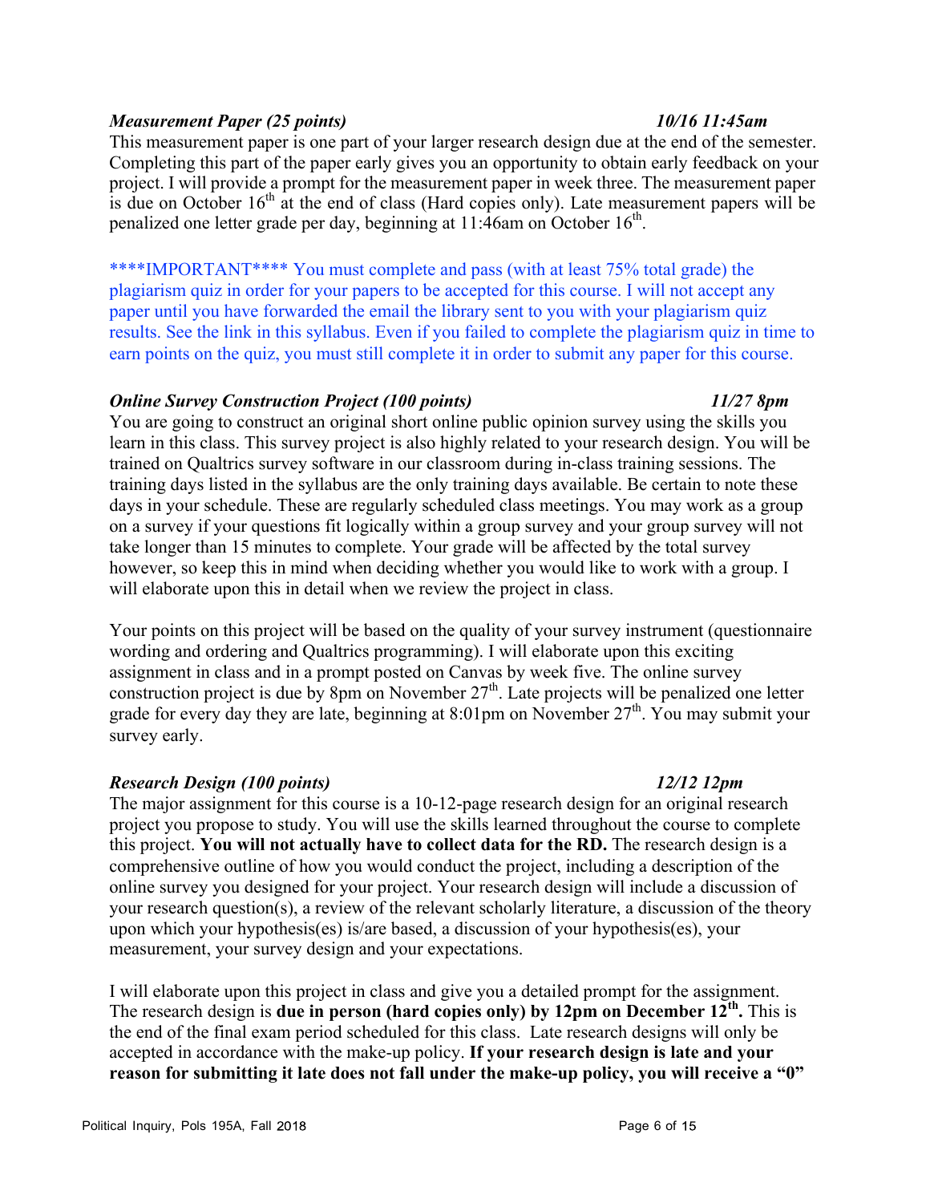***Measurement Paper (25 points)*** ***10/16 11:45am***

This measurement paper is one part of your larger research design due at the end of the semester. Completing this part of the paper early gives you an opportunity to obtain early feedback on your project. I will provide a prompt for the measurement paper in week three. The measurement paper is due on October 16th at the end of class (Hard copies only). Late measurement papers will be penalized one letter grade per day, beginning at 11:46am on October 16th.

\*\*\*\*IMPORTANT\*\*\*\* You must complete and pass (with at least 75% total grade) the plagiarism quiz in order for your papers to be accepted for this course. I will not accept any paper until you have forwarded the email the library sent to you with your plagiarism quiz results. See the link in this syllabus. Even if you failed to complete the plagiarism quiz in time to earn points on the quiz, you must still complete it in order to submit any paper for this course.

***Online Survey Construction Project (100 points)*** ***11/27 8pm***

You are going to construct an original short online public opinion survey using the skills you learn in this class. This survey project is also highly related to your research design. You will be trained on Qualtrics survey software in our classroom during in-class training sessions. The training days listed in the syllabus are the only training days available. Be certain to note these days in your schedule. These are regularly scheduled class meetings. You may work as a group on a survey if your questions fit logically within a group survey and your group survey will not take longer than 15 minutes to complete. Your grade will be affected by the total survey however, so keep this in mind when deciding whether you would like to work with a group. I will elaborate upon this in detail when we review the project in class.

Your points on this project will be based on the quality of your survey instrument (questionnaire wording and ordering and Qualtrics programming). I will elaborate upon this exciting assignment in class and in a prompt posted on Canvas by week five. The online survey construction project is due by 8pm on November 27th. Late projects will be penalized one letter grade for every day they are late, beginning at 8:01pm on November 27th. You may submit your survey early.

***Research Design (100 points)*** ***12/12 12pm***

The major assignment for this course is a 10-12-page research design for an original research project you propose to study. You will use the skills learned throughout the course to complete this project. **You will not actually have to collect data for the RD.** The research design is a comprehensive outline of how you would conduct the project, including a description of the online survey you designed for your project. Your research design will include a discussion of your research question(s), a review of the relevant scholarly literature, a discussion of the theory upon which your hypothesis(es) is/are based, a discussion of your hypothesis(es), your measurement, your survey design and your expectations.

I will elaborate upon this project in class and give you a detailed prompt for the assignment. The research design is **due in person (hard copies only) by 12pm on December 12th.** This is the end of the final exam period scheduled for this class. Late research designs will only be accepted in accordance with the make-up policy. **If your research design is late and your reason for submitting it late does not fall under the make-up policy, you will receive a "0"**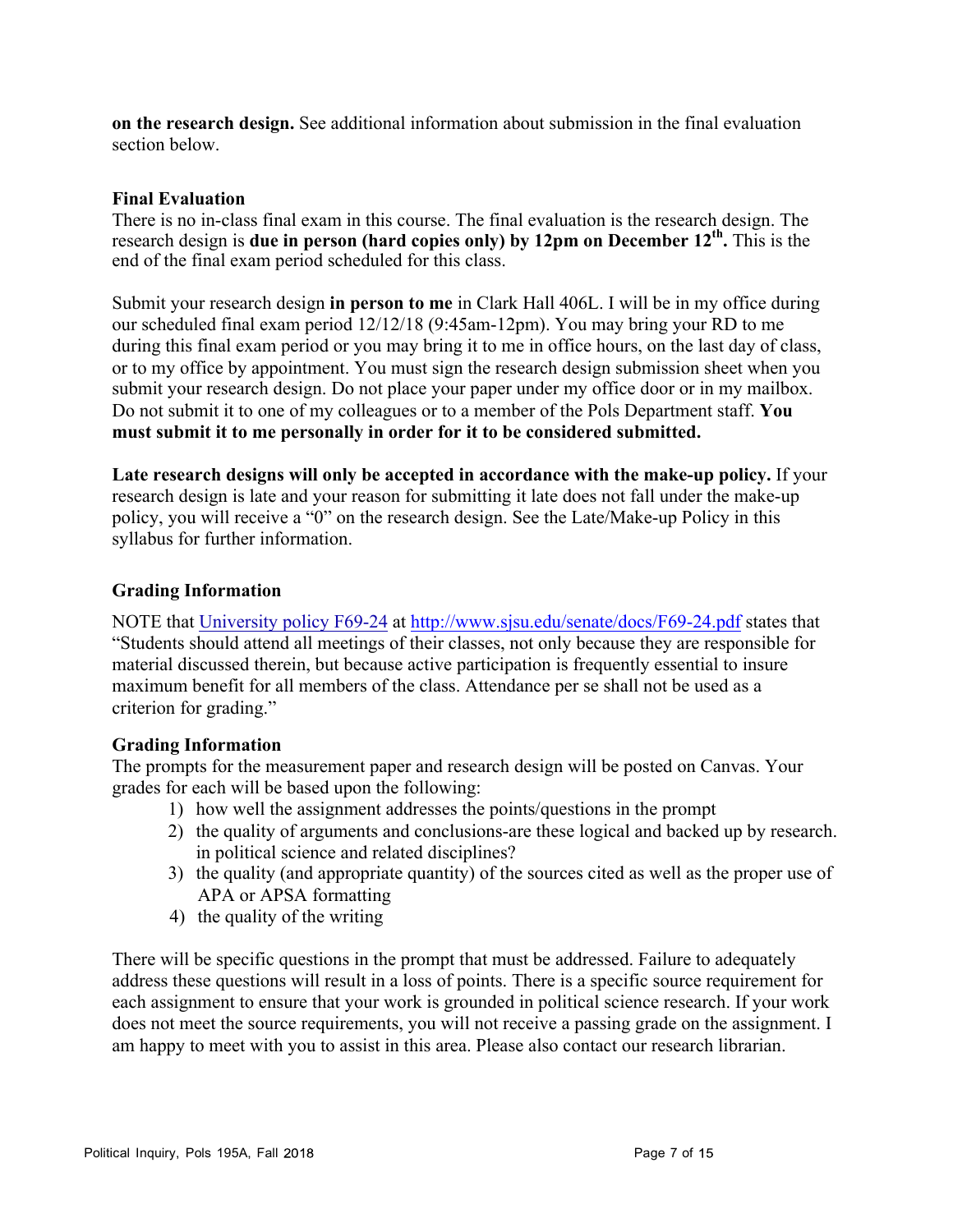**on the research design.** See additional information about submission in the final evaluation section below.

### Final Evaluation

There is no in-class final exam in this course. The final evaluation is the research design. The research design is **due in person (hard copies only) by 12pm on December 12th.** This is the end of the final exam period scheduled for this class.

Submit your research design **in person to me** in Clark Hall 406L. I will be in my office during our scheduled final exam period 12/12/18 (9:45am-12pm). You may bring your RD to me during this final exam period or you may bring it to me in office hours, on the last day of class, or to my office by appointment. You must sign the research design submission sheet when you submit your research design. Do not place your paper under my office door or in my mailbox. Do not submit it to one of my colleagues or to a member of the Pols Department staff. **You must submit it to me personally in order for it to be considered submitted.**

**Late research designs will only be accepted in accordance with the make-up policy.** If your research design is late and your reason for submitting it late does not fall under the make-up policy, you will receive a "0" on the research design. See the Late/Make-up Policy in this syllabus for further information.

### Grading Information

NOTE that University policy F69-24 at http://www.sjsu.edu/senate/docs/F69-24.pdf states that "Students should attend all meetings of their classes, not only because they are responsible for material discussed therein, but because active participation is frequently essential to insure maximum benefit for all members of the class. Attendance per se shall not be used as a criterion for grading."

### Grading Information

The prompts for the measurement paper and research design will be posted on Canvas. Your grades for each will be based upon the following:

1) how well the assignment addresses the points/questions in the prompt
2) the quality of arguments and conclusions-are these logical and backed up by research. in political science and related disciplines?
3) the quality (and appropriate quantity) of the sources cited as well as the proper use of APA or APSA formatting
4) the quality of the writing

There will be specific questions in the prompt that must be addressed. Failure to adequately address these questions will result in a loss of points. There is a specific source requirement for each assignment to ensure that your work is grounded in political science research. If your work does not meet the source requirements, you will not receive a passing grade on the assignment. I am happy to meet with you to assist in this area. Please also contact our research librarian.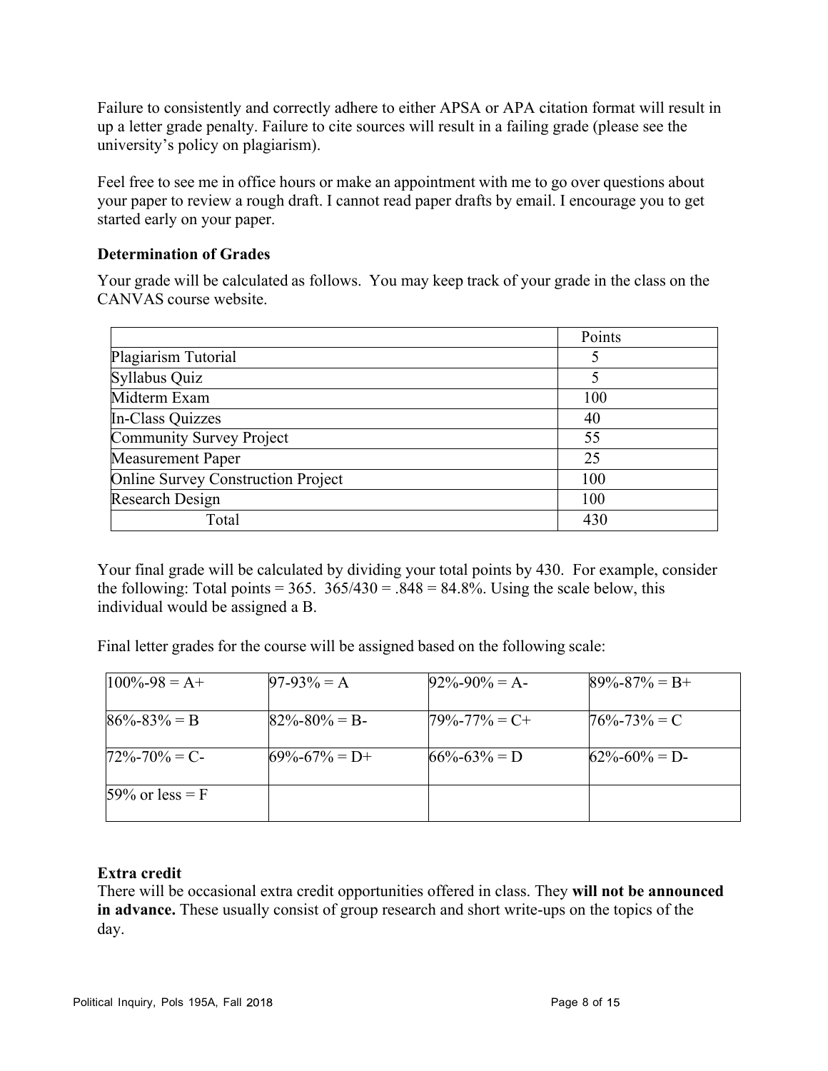Failure to consistently and correctly adhere to either APSA or APA citation format will result in up a letter grade penalty. Failure to cite sources will result in a failing grade (please see the university's policy on plagiarism).

Feel free to see me in office hours or make an appointment with me to go over questions about your paper to review a rough draft. I cannot read paper drafts by email. I encourage you to get started early on your paper.

### Determination of Grades

Your grade will be calculated as follows. You may keep track of your grade in the class on the CANVAS course website.

| | Points |
|---|---|
| Plagiarism Tutorial | 5 |
| Syllabus Quiz | 5 |
| Midterm Exam | 100 |
| In-Class Quizzes | 40 |
| Community Survey Project | 55 |
| Measurement Paper | 25 |
| Online Survey Construction Project | 100 |
| Research Design | 100 |
| Total | 430 |

Your final grade will be calculated by dividing your total points by 430. For example, consider the following: Total points = 365. 365/430 = .848 = 84.8%. Using the scale below, this individual would be assigned a B.

Final letter grades for the course will be assigned based on the following scale:

| | | | |
|---|---|---|---|
| 100%-98 = A+ | 97-93% = A | 92%-90% = A- | 89%-87% = B+ |
| 86%-83% = B | 82%-80% = B- | 79%-77% = C+ | 76%-73% = C |
| 72%-70% = C- | 69%-67% = D+ | 66%-63% = D | 62%-60% = D- |
| 59% or less = F | | | |

### Extra credit

There will be occasional extra credit opportunities offered in class. They **will not be announced in advance.** These usually consist of group research and short write-ups on the topics of the day.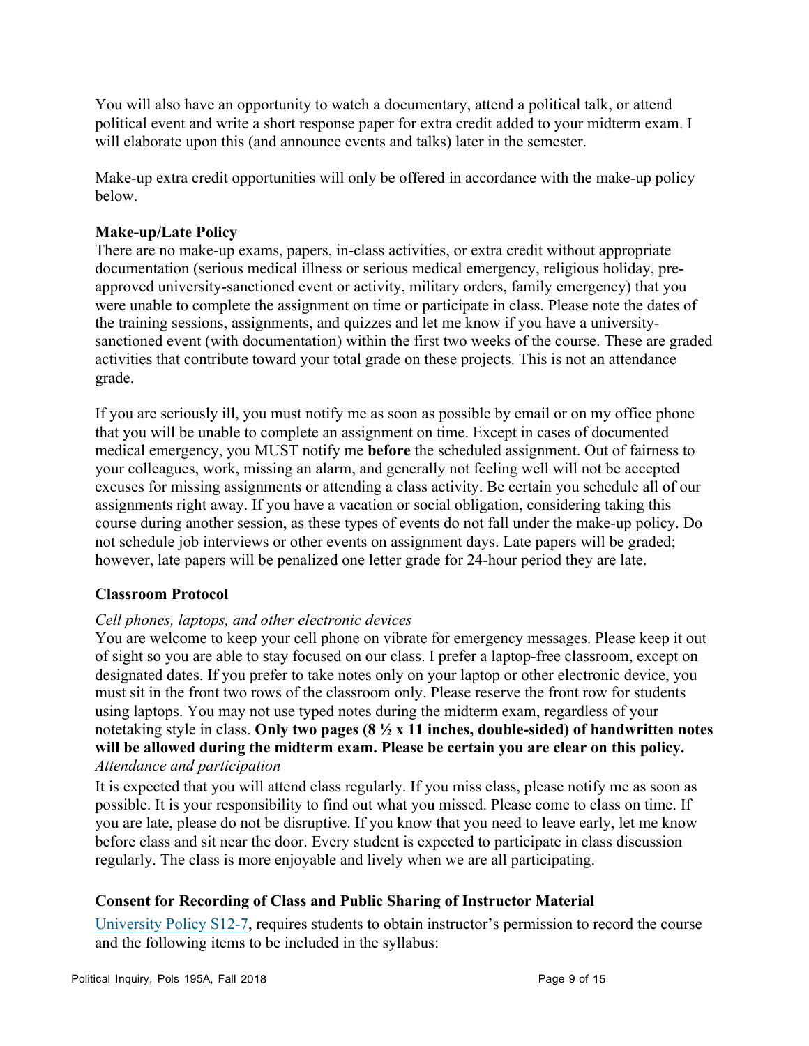You will also have an opportunity to watch a documentary, attend a political talk, or attend political event and write a short response paper for extra credit added to your midterm exam. I will elaborate upon this (and announce events and talks) later in the semester.

Make-up extra credit opportunities will only be offered in accordance with the make-up policy below.

**Make-up/Late Policy**

There are no make-up exams, papers, in-class activities, or extra credit without appropriate documentation (serious medical illness or serious medical emergency, religious holiday, pre-approved university-sanctioned event or activity, military orders, family emergency) that you were unable to complete the assignment on time or participate in class. Please note the dates of the training sessions, assignments, and quizzes and let me know if you have a university-sanctioned event (with documentation) within the first two weeks of the course. These are graded activities that contribute toward your total grade on these projects. This is not an attendance grade.

If you are seriously ill, you must notify me as soon as possible by email or on my office phone that you will be unable to complete an assignment on time. Except in cases of documented medical emergency, you MUST notify me **before** the scheduled assignment. Out of fairness to your colleagues, work, missing an alarm, and generally not feeling well will not be accepted excuses for missing assignments or attending a class activity. Be certain you schedule all of our assignments right away. If you have a vacation or social obligation, considering taking this course during another session, as these types of events do not fall under the make-up policy. Do not schedule job interviews or other events on assignment days. Late papers will be graded; however, late papers will be penalized one letter grade for 24-hour period they are late.

**Classroom Protocol**

*Cell phones, laptops, and other electronic devices*

You are welcome to keep your cell phone on vibrate for emergency messages. Please keep it out of sight so you are able to stay focused on our class. I prefer a laptop-free classroom, except on designated dates. If you prefer to take notes only on your laptop or other electronic device, you must sit in the front two rows of the classroom only. Please reserve the front row for students using laptops. You may not use typed notes during the midterm exam, regardless of your notetaking style in class. **Only two pages (8 ½ x 11 inches, double-sided) of handwritten notes will be allowed during the midterm exam. Please be certain you are clear on this policy.**

*Attendance and participation*

It is expected that you will attend class regularly. If you miss class, please notify me as soon as possible. It is your responsibility to find out what you missed. Please come to class on time. If you are late, please do not be disruptive. If you know that you need to leave early, let me know before class and sit near the door. Every student is expected to participate in class discussion regularly. The class is more enjoyable and lively when we are all participating.

**Consent for Recording of Class and Public Sharing of Instructor Material**

University Policy S12-7, requires students to obtain instructor's permission to record the course and the following items to be included in the syllabus: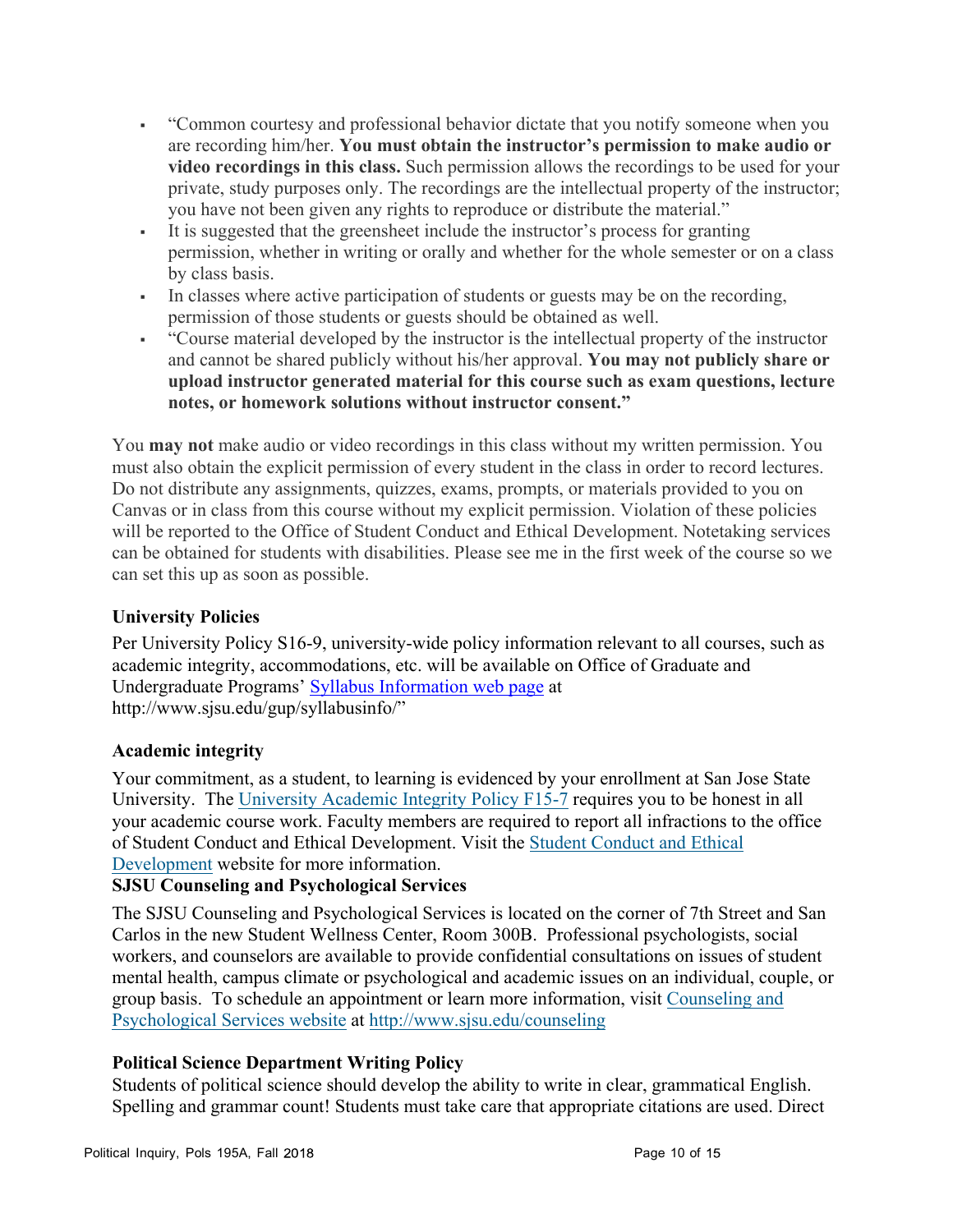- "Common courtesy and professional behavior dictate that you notify someone when you are recording him/her. **You must obtain the instructor's permission to make audio or video recordings in this class.** Such permission allows the recordings to be used for your private, study purposes only. The recordings are the intellectual property of the instructor; you have not been given any rights to reproduce or distribute the material."
- It is suggested that the greensheet include the instructor's process for granting permission, whether in writing or orally and whether for the whole semester or on a class by class basis.
- In classes where active participation of students or guests may be on the recording, permission of those students or guests should be obtained as well.
- "Course material developed by the instructor is the intellectual property of the instructor and cannot be shared publicly without his/her approval. **You may not publicly share or upload instructor generated material for this course such as exam questions, lecture notes, or homework solutions without instructor consent."**

You **may not** make audio or video recordings in this class without my written permission. You must also obtain the explicit permission of every student in the class in order to record lectures. Do not distribute any assignments, quizzes, exams, prompts, or materials provided to you on Canvas or in class from this course without my explicit permission. Violation of these policies will be reported to the Office of Student Conduct and Ethical Development. Notetaking services can be obtained for students with disabilities. Please see me in the first week of the course so we can set this up as soon as possible.

**University Policies**

Per University Policy S16-9, university-wide policy information relevant to all courses, such as academic integrity, accommodations, etc. will be available on Office of Graduate and Undergraduate Programs' Syllabus Information web page at http://www.sjsu.edu/gup/syllabusinfo/"

**Academic integrity**

Your commitment, as a student, to learning is evidenced by your enrollment at San Jose State University. The University Academic Integrity Policy F15-7 requires you to be honest in all your academic course work. Faculty members are required to report all infractions to the office of Student Conduct and Ethical Development. Visit the Student Conduct and Ethical Development website for more information.

**SJSU Counseling and Psychological Services**

The SJSU Counseling and Psychological Services is located on the corner of 7th Street and San Carlos in the new Student Wellness Center, Room 300B. Professional psychologists, social workers, and counselors are available to provide confidential consultations on issues of student mental health, campus climate or psychological and academic issues on an individual, couple, or group basis. To schedule an appointment or learn more information, visit Counseling and Psychological Services website at http://www.sjsu.edu/counseling

**Political Science Department Writing Policy**

Students of political science should develop the ability to write in clear, grammatical English. Spelling and grammar count! Students must take care that appropriate citations are used. Direct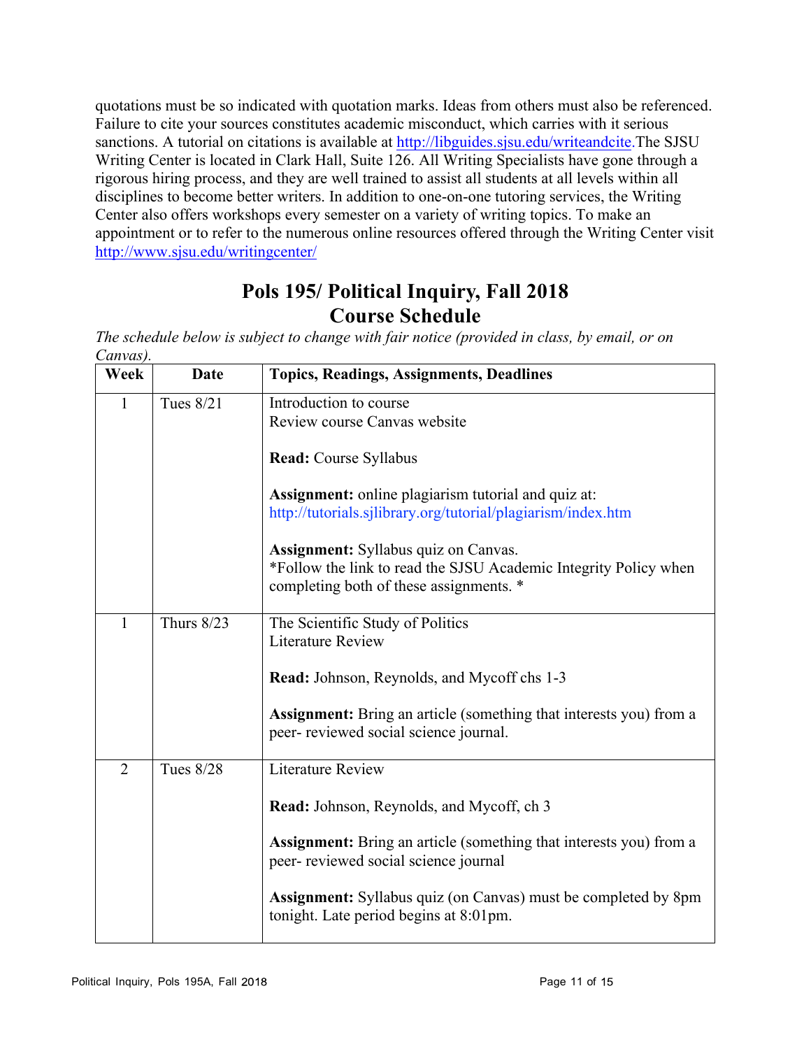quotations must be so indicated with quotation marks. Ideas from others must also be referenced. Failure to cite your sources constitutes academic misconduct, which carries with it serious sanctions. A tutorial on citations is available at http://libguides.sjsu.edu/writeandcite.The SJSU Writing Center is located in Clark Hall, Suite 126. All Writing Specialists have gone through a rigorous hiring process, and they are well trained to assist all students at all levels within all disciplines to become better writers. In addition to one-on-one tutoring services, the Writing Center also offers workshops every semester on a variety of writing topics. To make an appointment or to refer to the numerous online resources offered through the Writing Center visit http://www.sjsu.edu/writingcenter/

# Pols 195/ Political Inquiry, Fall 2018
# Course Schedule

*The schedule below is subject to change with fair notice (provided in class, by email, or on Canvas).*

| Week | Date | Topics, Readings, Assignments, Deadlines |
|---|---|---|
| 1 | Tues 8/21 | Introduction to course<br>Review course Canvas website<br><br>**Read:** Course Syllabus<br><br>**Assignment:** online plagiarism tutorial and quiz at: http://tutorials.sjlibrary.org/tutorial/plagiarism/index.htm<br><br>**Assignment:** Syllabus quiz on Canvas.<br>*Follow the link to read the SJSU Academic Integrity Policy when completing both of these assignments. * |
| 1 | Thurs 8/23 | The Scientific Study of Politics<br>Literature Review<br><br>**Read:** Johnson, Reynolds, and Mycoff chs 1-3<br><br>**Assignment:** Bring an article (something that interests you) from a peer- reviewed social science journal. |
| 2 | Tues 8/28 | Literature Review<br><br>**Read:** Johnson, Reynolds, and Mycoff, ch 3<br><br>**Assignment:** Bring an article (something that interests you) from a peer- reviewed social science journal<br><br>**Assignment:** Syllabus quiz (on Canvas) must be completed by 8pm tonight. Late period begins at 8:01pm. |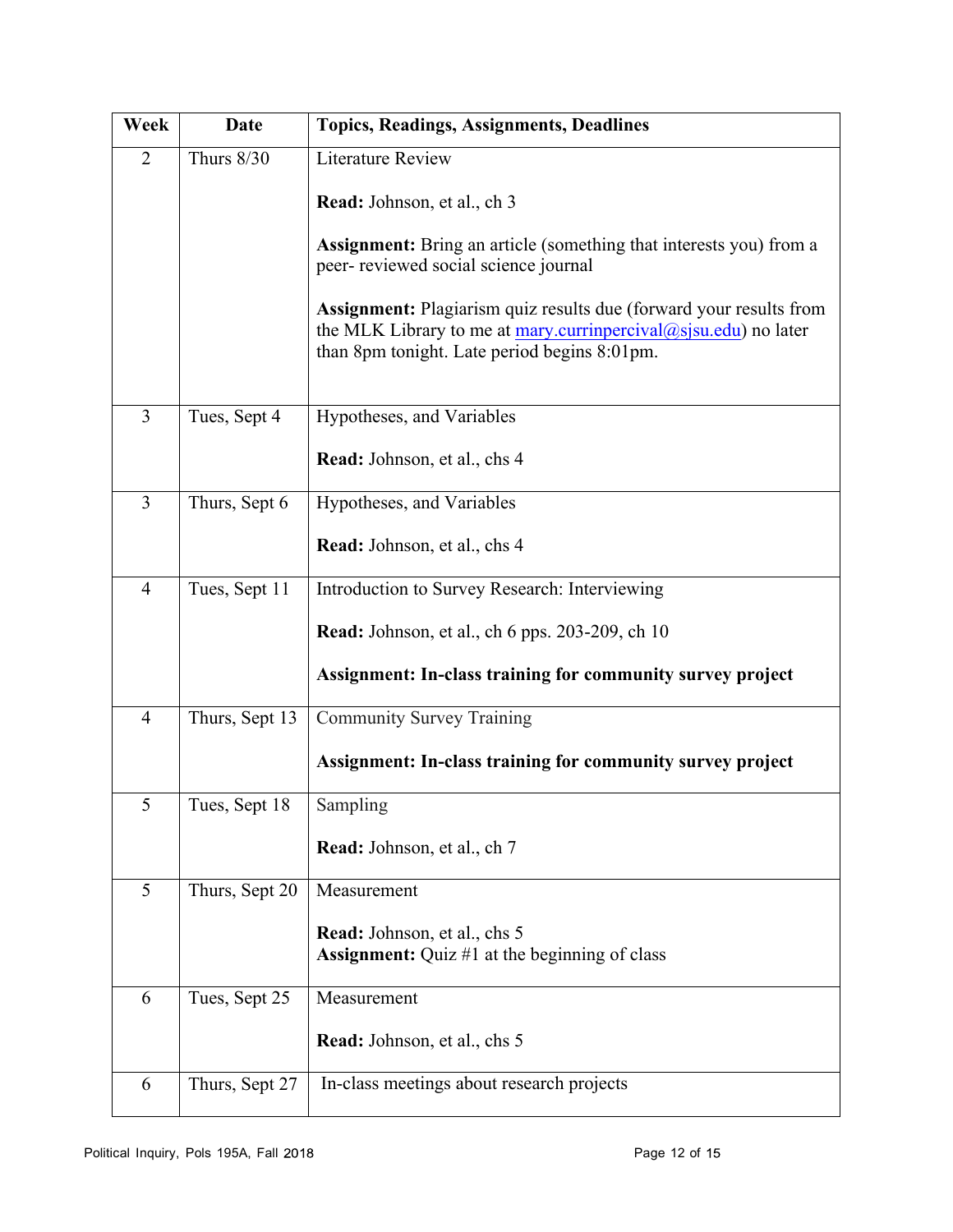| Week | Date | Topics, Readings, Assignments, Deadlines |
| --- | --- | --- |
| 2 | Thurs 8/30 | Literature Review<br><br>**Read:** Johnson, et al., ch 3<br><br>**Assignment:** Bring an article (something that interests you) from a peer- reviewed social science journal<br><br>**Assignment:** Plagiarism quiz results due (forward your results from the MLK Library to me at mary.currinpercival@sjsu.edu) no later than 8pm tonight. Late period begins 8:01pm. |
| 3 | Tues, Sept 4 | Hypotheses, and Variables<br><br>**Read:** Johnson, et al., chs 4 |
| 3 | Thurs, Sept 6 | Hypotheses, and Variables<br><br>**Read:** Johnson, et al., chs 4 |
| 4 | Tues, Sept 11 | Introduction to Survey Research: Interviewing<br><br>**Read:** Johnson, et al., ch 6 pps. 203-209, ch 10<br><br>**Assignment: In-class training for community survey project** |
| 4 | Thurs, Sept 13 | Community Survey Training<br><br>**Assignment: In-class training for community survey project** |
| 5 | Tues, Sept 18 | Sampling<br><br>**Read:** Johnson, et al., ch 7 |
| 5 | Thurs, Sept 20 | Measurement<br><br>**Read:** Johnson, et al., chs 5<br>**Assignment:** Quiz #1 at the beginning of class |
| 6 | Tues, Sept 25 | Measurement<br><br>**Read:** Johnson, et al., chs 5 |
| 6 | Thurs, Sept 27 | In-class meetings about research projects |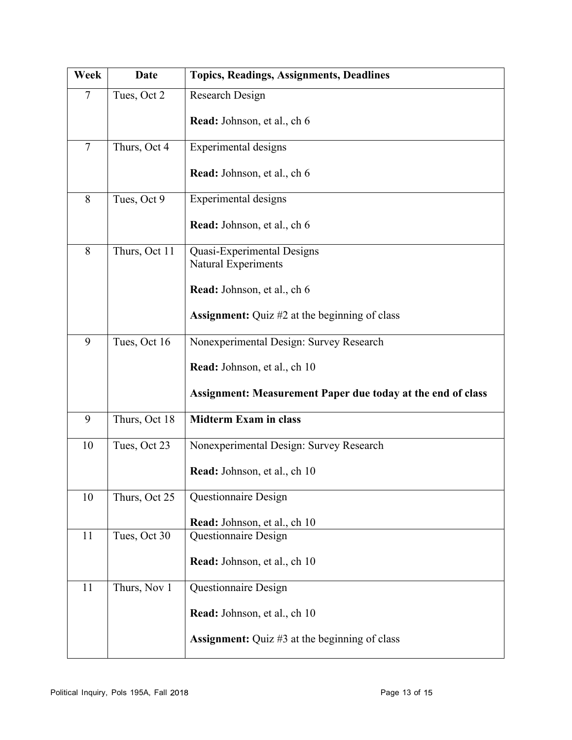| Week | Date | Topics, Readings, Assignments, Deadlines |
|---|---|---|
| 7 | Tues, Oct 2 | Research Design<br><br>**Read:** Johnson, et al., ch 6 |
| 7 | Thurs, Oct 4 | Experimental designs<br><br>**Read:** Johnson, et al., ch 6 |
| 8 | Tues, Oct 9 | Experimental designs<br><br>**Read:** Johnson, et al., ch 6 |
| 8 | Thurs, Oct 11 | Quasi-Experimental Designs<br>Natural Experiments<br><br>**Read:** Johnson, et al., ch 6<br><br>**Assignment:** Quiz #2 at the beginning of class |
| 9 | Tues, Oct 16 | Nonexperimental Design: Survey Research<br><br>**Read:** Johnson, et al., ch 10<br><br>**Assignment: Measurement Paper due today at the end of class** |
| 9 | Thurs, Oct 18 | **Midterm Exam in class** |
| 10 | Tues, Oct 23 | Nonexperimental Design: Survey Research<br><br>**Read:** Johnson, et al., ch 10 |
| 10 | Thurs, Oct 25 | Questionnaire Design<br><br>**Read:** Johnson, et al., ch 10 |
| 11 | Tues, Oct 30 | Questionnaire Design<br><br>**Read:** Johnson, et al., ch 10 |
| 11 | Thurs, Nov 1 | Questionnaire Design<br><br>**Read:** Johnson, et al., ch 10<br><br>**Assignment:** Quiz #3 at the beginning of class |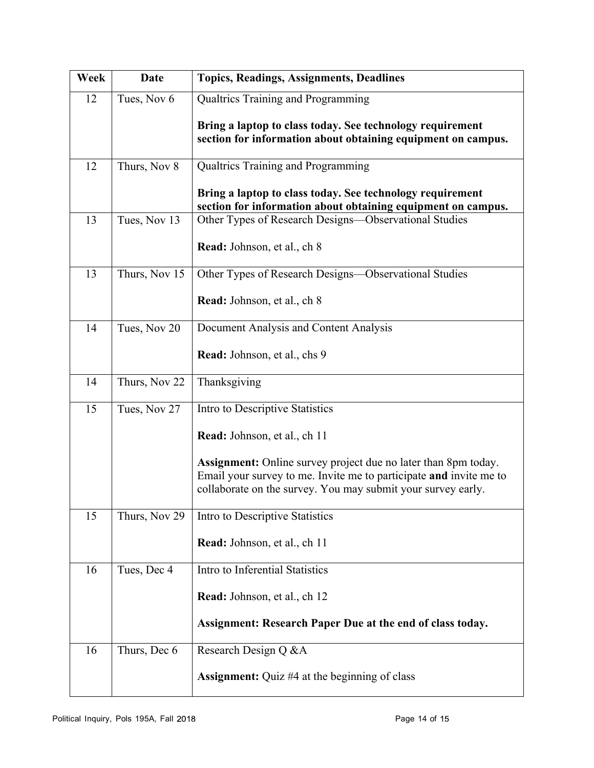| Week | Date | Topics, Readings, Assignments, Deadlines |
|---|---|---|
| 12 | Tues, Nov 6 | Qualtrics Training and Programming<br><br>**Bring a laptop to class today. See technology requirement section for information about obtaining equipment on campus.** |
| 12 | Thurs, Nov 8 | Qualtrics Training and Programming<br><br>**Bring a laptop to class today. See technology requirement section for information about obtaining equipment on campus.** |
| 13 | Tues, Nov 13 | Other Types of Research Designs—Observational Studies<br><br>**Read:** Johnson, et al., ch 8 |
| 13 | Thurs, Nov 15 | Other Types of Research Designs—Observational Studies<br><br>**Read:** Johnson, et al., ch 8 |
| 14 | Tues, Nov 20 | Document Analysis and Content Analysis<br><br>**Read:** Johnson, et al., chs 9 |
| 14 | Thurs, Nov 22 | Thanksgiving |
| 15 | Tues, Nov 27 | Intro to Descriptive Statistics<br><br>**Read:** Johnson, et al., ch 11<br><br>**Assignment:** Online survey project due no later than 8pm today. Email your survey to me. Invite me to participate **and** invite me to collaborate on the survey. You may submit your survey early. |
| 15 | Thurs, Nov 29 | Intro to Descriptive Statistics<br><br>**Read:** Johnson, et al., ch 11 |
| 16 | Tues, Dec 4 | Intro to Inferential Statistics<br><br>**Read:** Johnson, et al., ch 12<br><br>**Assignment: Research Paper Due at the end of class today.** |
| 16 | Thurs, Dec 6 | Research Design Q &A<br><br>**Assignment:** Quiz #4 at the beginning of class |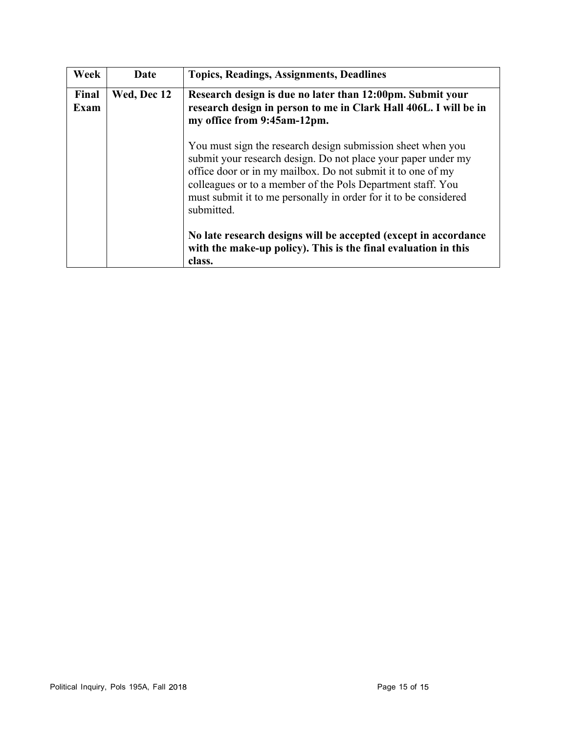| Week | Date | Topics, Readings, Assignments, Deadlines |
|---|---|---|
| **Final Exam** | **Wed, Dec 12** | **Research design is due no later than 12:00pm. Submit your research design in person to me in Clark Hall 406L. I will be in my office from 9:45am-12pm.**<br><br>You must sign the research design submission sheet when you submit your research design. Do not place your paper under my office door or in my mailbox. Do not submit it to one of my colleagues or to a member of the Pols Department staff. You must submit it to me personally in order for it to be considered submitted.<br><br>**No late research designs will be accepted (except in accordance with the make-up policy). This is the final evaluation in this class.** |